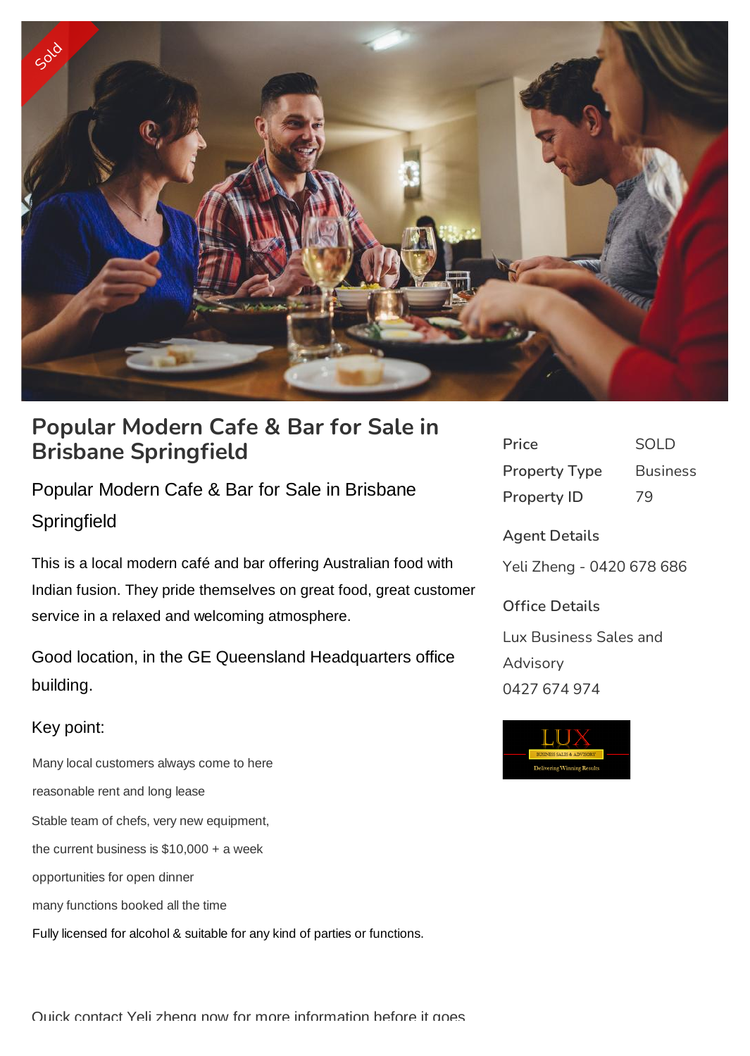# Popular Modern Cafe & Bar for Sale in Brisbane Springfield

## Popular Modern Cafe & Bar for Sale in Brisbane Springfield

This is a local modern café and bar offering Australian food with Indian fusion. They pride themselves on great food, great customer service in a relaxed and welcoming atmosphere.

Good location, in the GE Queensland Headquarters office building.

Key point:

Many local customers always come to here

reasonable rent and long lease

Stable team of chefs, very new equipment,

the current business is $10,000 + a week

opportunities for open dinner

many functions booked all the time

Fully licensed for alcohol & suitable for any kind of parties or functions.

Quick contact Yeli zheng now for more information before it goes

| | |
|---|---|
| Price | SOLD |
| Property Type | Business |
| Property ID | 79 |

**Agent Details**

Yeli Zheng - 0420 678 686

**Office Details**

Lux Business Sales and Advisory

0427 674 974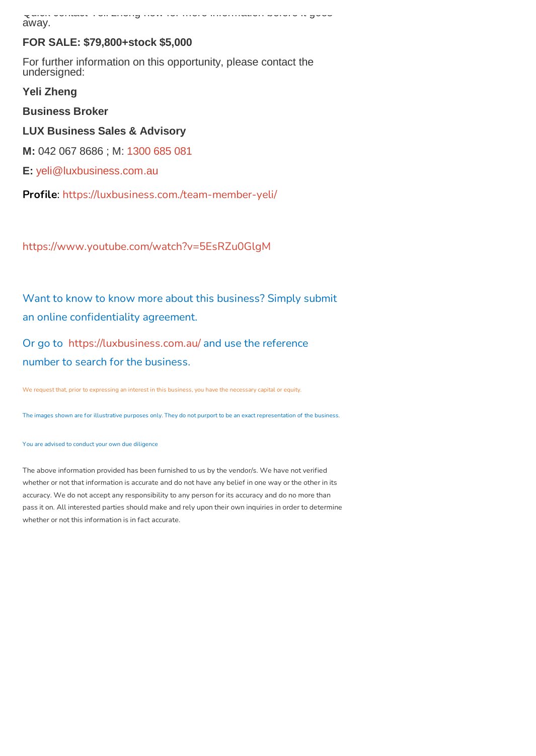Quick contact Yeli Zheng now for more information before it goes away.

**FOR SALE: $79,800+stock $5,000**

For further information on this opportunity, please contact the undersigned:

**Yeli Zheng**

**Business Broker**

**LUX Business Sales & Advisory**

**M:** 042 067 8686 ; M: 1300 685 081

**E:** yeli@luxbusiness.com.au

**Profile**: https://luxbusiness.com./team-member-yeli/

https://www.youtube.com/watch?v=5EsRZu0GlgM

Want to know to know more about this business? Simply submit an online confidentiality agreement.

Or go to https://luxbusiness.com.au/ and use the reference number to search for the business.

We request that, prior to expressing an interest in this business, you have the necessary capital or equity.

The images shown are for illustrative purposes only. They do not purport to be an exact representation of the business.

You are advised to conduct your own due diligence

The above information provided has been furnished to us by the vendor/s. We have not verified whether or not that information is accurate and do not have any belief in one way or the other in its accuracy. We do not accept any responsibility to any person for its accuracy and do no more than pass it on. All interested parties should make and rely upon their own inquiries in order to determine whether or not this information is in fact accurate.